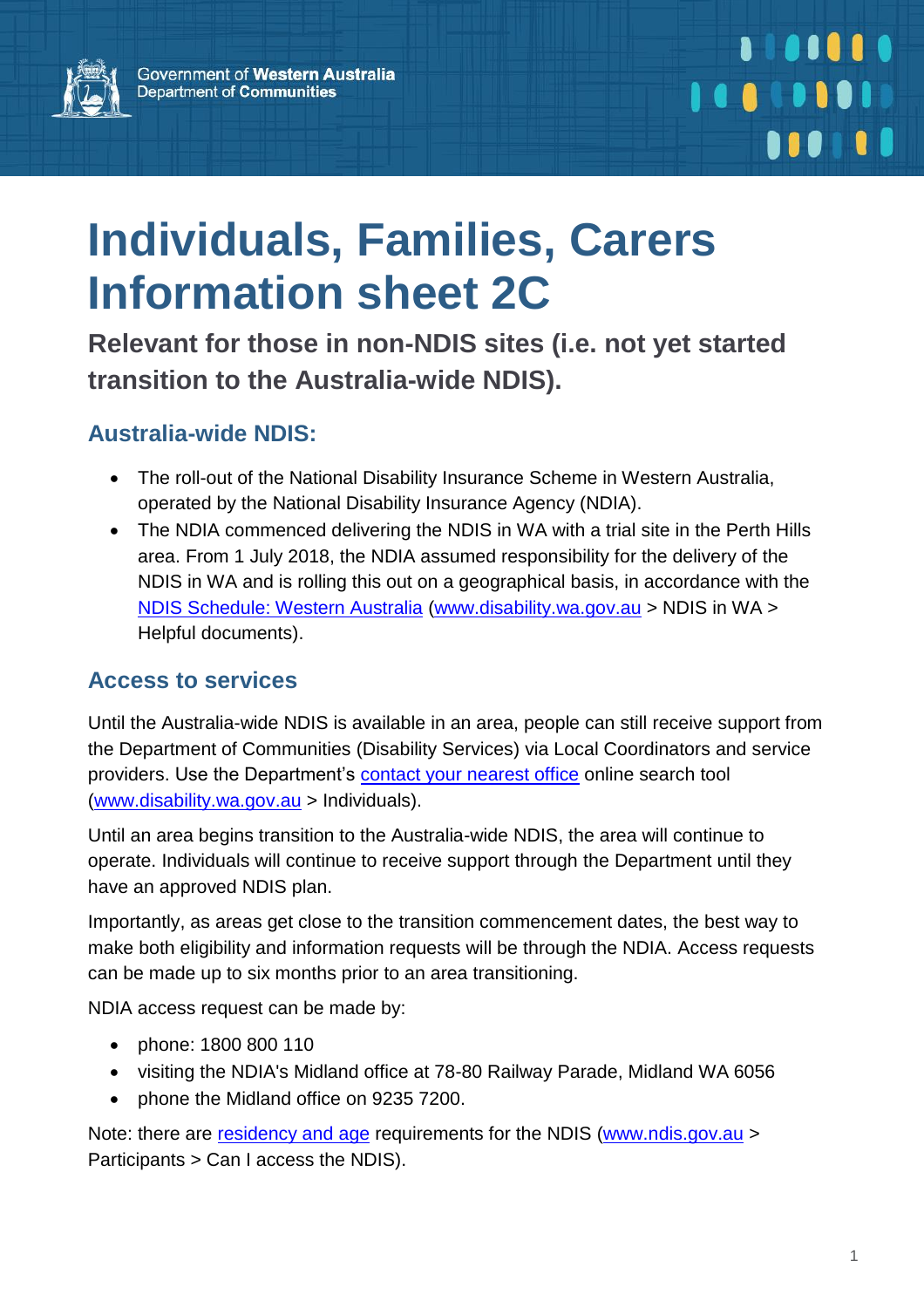Government of **Western Australia**
Department of **Communities**

# Individuals, Families, Carers Information sheet 2C

**Relevant for those in non-NDIS sites (i.e. not yet started transition to the Australia-wide NDIS).**

## Australia-wide NDIS:

- The roll-out of the National Disability Insurance Scheme in Western Australia, operated by the National Disability Insurance Agency (NDIA).
- The NDIA commenced delivering the NDIS in WA with a trial site in the Perth Hills area. From 1 July 2018, the NDIA assumed responsibility for the delivery of the NDIS in WA and is rolling this out on a geographical basis, in accordance with the NDIS Schedule: Western Australia (www.disability.wa.gov.au > NDIS in WA > Helpful documents).

## Access to services

Until the Australia-wide NDIS is available in an area, people can still receive support from the Department of Communities (Disability Services) via Local Coordinators and service providers. Use the Department's contact your nearest office online search tool (www.disability.wa.gov.au > Individuals).

Until an area begins transition to the Australia-wide NDIS, the area will continue to operate. Individuals will continue to receive support through the Department until they have an approved NDIS plan.

Importantly, as areas get close to the transition commencement dates, the best way to make both eligibility and information requests will be through the NDIA. Access requests can be made up to six months prior to an area transitioning.

NDIA access request can be made by:

- phone: 1800 800 110
- visiting the NDIA's Midland office at 78-80 Railway Parade, Midland WA 6056
- phone the Midland office on 9235 7200.

Note: there are residency and age requirements for the NDIS (www.ndis.gov.au > Participants > Can I access the NDIS).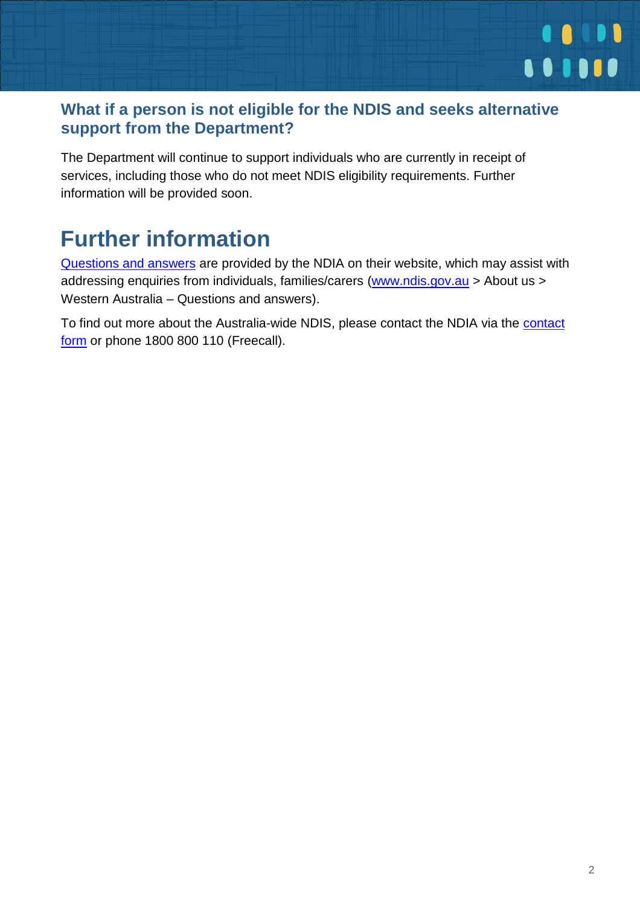### What if a person is not eligible for the NDIS and seeks alternative support from the Department?

The Department will continue to support individuals who are currently in receipt of services, including those who do not meet NDIS eligibility requirements. Further information will be provided soon.

## Further information

Questions and answers are provided by the NDIA on their website, which may assist with addressing enquiries from individuals, families/carers (www.ndis.gov.au > About us > Western Australia – Questions and answers).

To find out more about the Australia-wide NDIS, please contact the NDIA via the contact form or phone 1800 800 110 (Freecall).